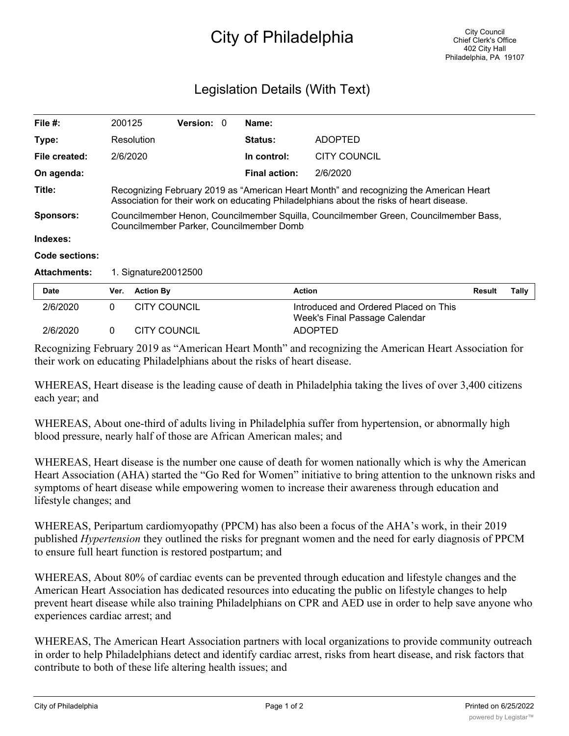# City of Philadelphia

City Council
Chief Clerk's Office
402 City Hall
Philadelphia, PA 19107

## Legislation Details (With Text)

| | | | | | |
|---|---|---|---|---|---|
| **File #:** | 200125 | **Version:** | 0 | **Name:** | |
| **Type:** | Resolution | | | **Status:** | ADOPTED |
| **File created:** | 2/6/2020 | | | **In control:** | CITY COUNCIL |
| **On agenda:** | | | | **Final action:** | 2/6/2020 |

**Title:** Recognizing February 2019 as "American Heart Month" and recognizing the American Heart Association for their work on educating Philadelphians about the risks of heart disease.

**Sponsors:** Councilmember Henon, Councilmember Squilla, Councilmember Green, Councilmember Bass, Councilmember Parker, Councilmember Domb

**Indexes:**

**Code sections:**

**Attachments:** 1. Signature20012500

| Date | Ver. | Action By | Action | Result | Tally |
|---|---|---|---|---|---|
| 2/6/2020 | 0 | CITY COUNCIL | Introduced and Ordered Placed on This Week's Final Passage Calendar | | |
| 2/6/2020 | 0 | CITY COUNCIL | ADOPTED | | |

Recognizing February 2019 as "American Heart Month" and recognizing the American Heart Association for their work on educating Philadelphians about the risks of heart disease.

WHEREAS, Heart disease is the leading cause of death in Philadelphia taking the lives of over 3,400 citizens each year; and

WHEREAS, About one-third of adults living in Philadelphia suffer from hypertension, or abnormally high blood pressure, nearly half of those are African American males; and

WHEREAS, Heart disease is the number one cause of death for women nationally which is why the American Heart Association (AHA) started the "Go Red for Women" initiative to bring attention to the unknown risks and symptoms of heart disease while empowering women to increase their awareness through education and lifestyle changes; and

WHEREAS, Peripartum cardiomyopathy (PPCM) has also been a focus of the AHA's work, in their 2019 published *Hypertension* they outlined the risks for pregnant women and the need for early diagnosis of PPCM to ensure full heart function is restored postpartum; and

WHEREAS, About 80% of cardiac events can be prevented through education and lifestyle changes and the American Heart Association has dedicated resources into educating the public on lifestyle changes to help prevent heart disease while also training Philadelphians on CPR and AED use in order to help save anyone who experiences cardiac arrest; and

WHEREAS, The American Heart Association partners with local organizations to provide community outreach in order to help Philadelphians detect and identify cardiac arrest, risks from heart disease, and risk factors that contribute to both of these life altering health issues; and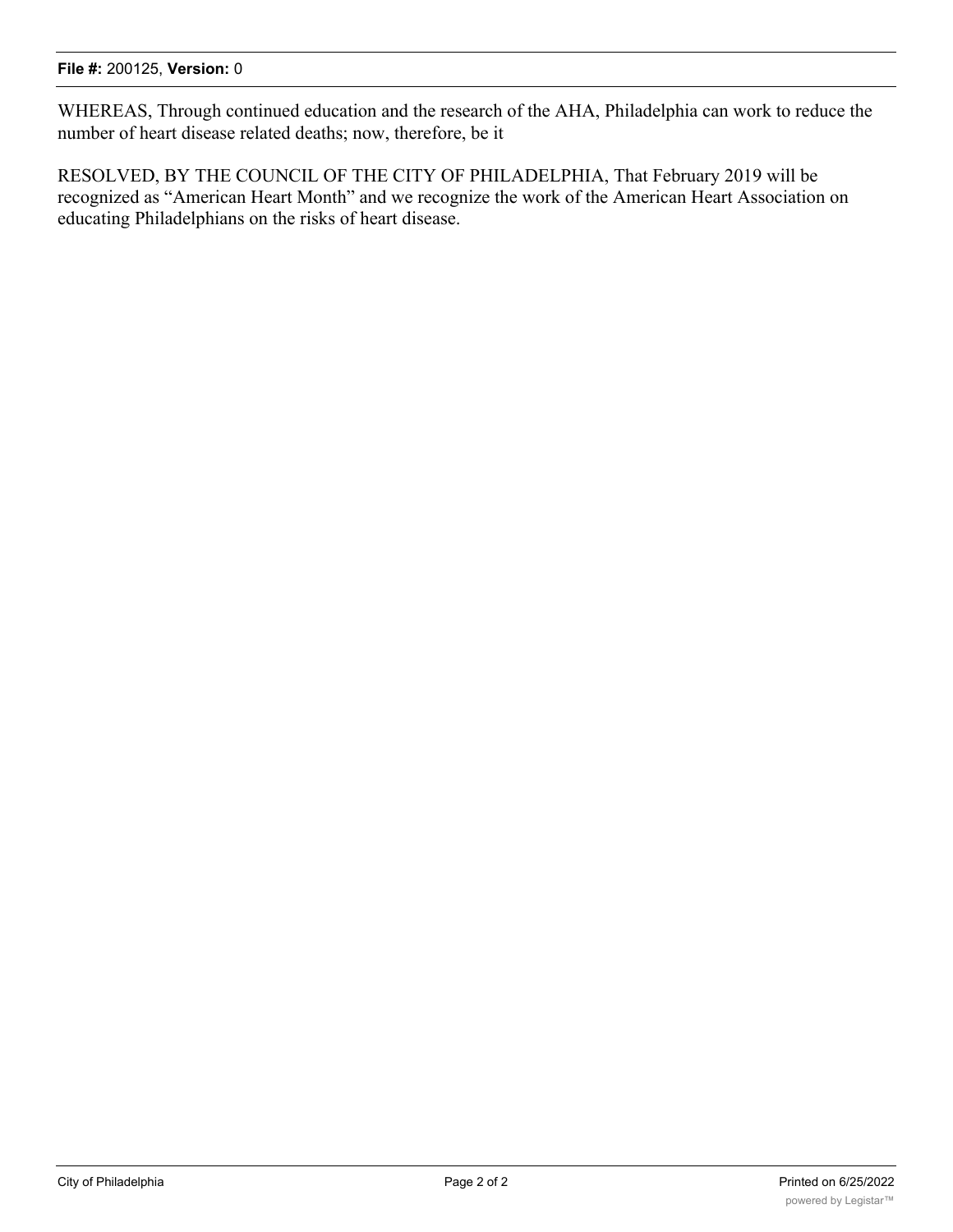WHEREAS, Through continued education and the research of the AHA, Philadelphia can work to reduce the number of heart disease related deaths; now, therefore, be it

RESOLVED, BY THE COUNCIL OF THE CITY OF PHILADELPHIA, That February 2019 will be recognized as "American Heart Month" and we recognize the work of the American Heart Association on educating Philadelphians on the risks of heart disease.